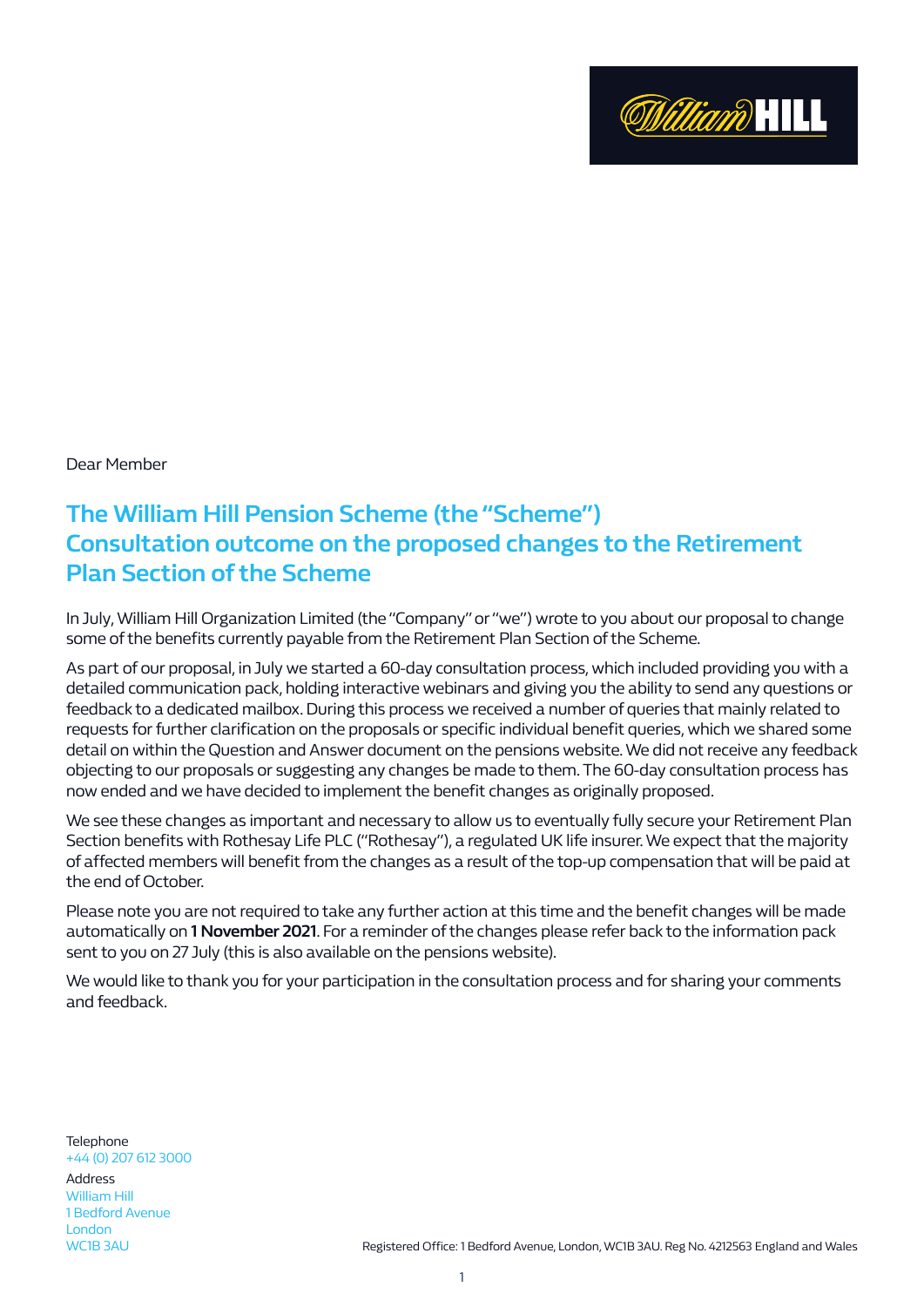Dear Member

## The William Hill Pension Scheme (the "Scheme") Consultation outcome on the proposed changes to the Retirement Plan Section of the Scheme

In July, William Hill Organization Limited (the "Company" or "we") wrote to you about our proposal to change some of the benefits currently payable from the Retirement Plan Section of the Scheme.

As part of our proposal, in July we started a 60-day consultation process, which included providing you with a detailed communication pack, holding interactive webinars and giving you the ability to send any questions or feedback to a dedicated mailbox. During this process we received a number of queries that mainly related to requests for further clarification on the proposals or specific individual benefit queries, which we shared some detail on within the Question and Answer document on the pensions website. We did not receive any feedback objecting to our proposals or suggesting any changes be made to them. The 60-day consultation process has now ended and we have decided to implement the benefit changes as originally proposed.

We see these changes as important and necessary to allow us to eventually fully secure your Retirement Plan Section benefits with Rothesay Life PLC ("Rothesay"), a regulated UK life insurer. We expect that the majority of affected members will benefit from the changes as a result of the top-up compensation that will be paid at the end of October.

Please note you are not required to take any further action at this time and the benefit changes will be made automatically on **1 November 2021**. For a reminder of the changes please refer back to the information pack sent to you on 27 July (this is also available on the pensions website).

We would like to thank you for your participation in the consultation process and for sharing your comments and feedback.

Telephone
+44 (0) 207 612 3000

Address
William Hill
1 Bedford Avenue
London
WC1B 3AU

Registered Office: 1 Bedford Avenue, London, WC1B 3AU. Reg No. 4212563 England and Wales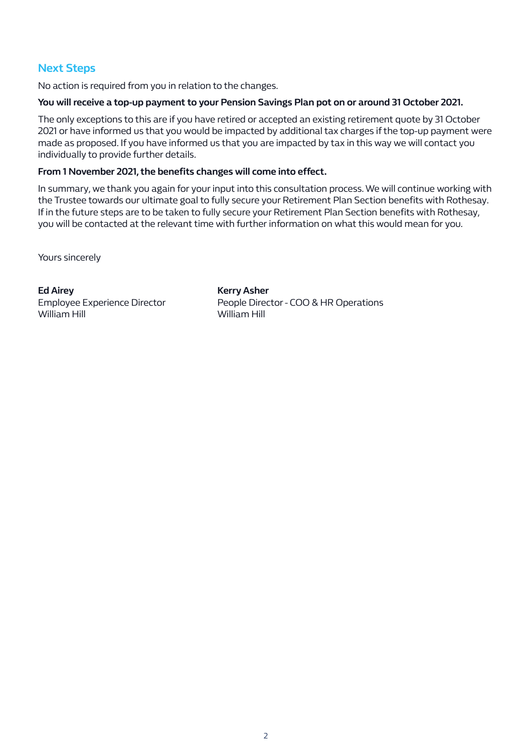## Next Steps

No action is required from you in relation to the changes.

**You will receive a top-up payment to your Pension Savings Plan pot on or around 31 October 2021.**

The only exceptions to this are if you have retired or accepted an existing retirement quote by 31 October 2021 or have informed us that you would be impacted by additional tax charges if the top-up payment were made as proposed. If you have informed us that you are impacted by tax in this way we will contact you individually to provide further details.

**From 1 November 2021, the benefits changes will come into effect.**

In summary, we thank you again for your input into this consultation process. We will continue working with the Trustee towards our ultimate goal to fully secure your Retirement Plan Section benefits with Rothesay. If in the future steps are to be taken to fully secure your Retirement Plan Section benefits with Rothesay, you will be contacted at the relevant time with further information on what this would mean for you.

Yours sincerely

**Ed Airey**
Employee Experience Director
William Hill

**Kerry Asher**
People Director - COO & HR Operations
William Hill